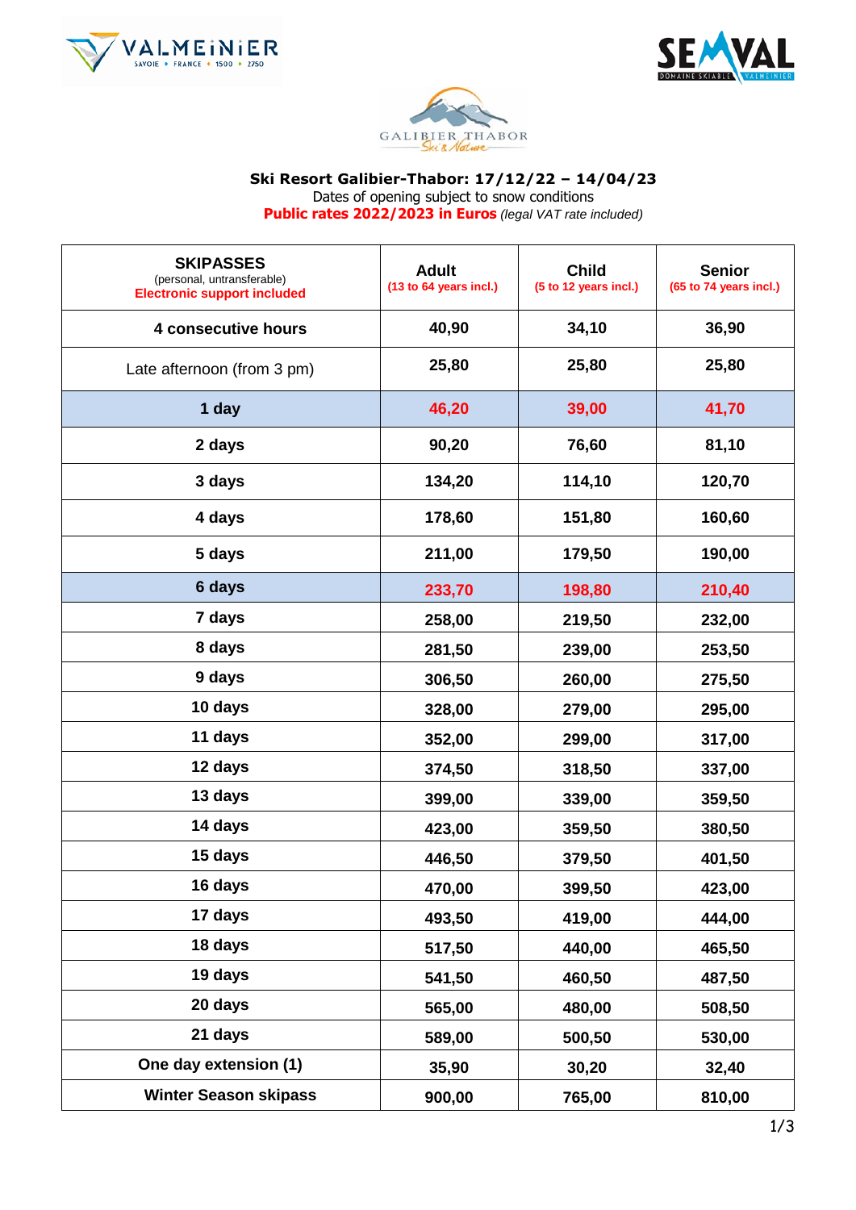**Ski Resort Galibier-Thabor: 17/12/22 – 14/04/23**

Dates of opening subject to snow conditions

**Public rates 2022/2023 in Euros** *(legal VAT rate included)*

| **SKIPASSES** (personal, untransferable) **Electronic support included** | **Adult** (13 to 64 years incl.) | **Child** (5 to 12 years incl.) | **Senior** (65 to 74 years incl.) |
|---|---|---|---|
| **4 consecutive hours** | **40,90** | **34,10** | **36,90** |
| Late afternoon (from 3 pm) | **25,80** | **25,80** | **25,80** |
| **1 day** | **46,20** | **39,00** | **41,70** |
| **2 days** | **90,20** | **76,60** | **81,10** |
| **3 days** | **134,20** | **114,10** | **120,70** |
| **4 days** | **178,60** | **151,80** | **160,60** |
| **5 days** | **211,00** | **179,50** | **190,00** |
| **6 days** | **233,70** | **198,80** | **210,40** |
| **7 days** | **258,00** | **219,50** | **232,00** |
| **8 days** | **281,50** | **239,00** | **253,50** |
| **9 days** | **306,50** | **260,00** | **275,50** |
| **10 days** | **328,00** | **279,00** | **295,00** |
| **11 days** | **352,00** | **299,00** | **317,00** |
| **12 days** | **374,50** | **318,50** | **337,00** |
| **13 days** | **399,00** | **339,00** | **359,50** |
| **14 days** | **423,00** | **359,50** | **380,50** |
| **15 days** | **446,50** | **379,50** | **401,50** |
| **16 days** | **470,00** | **399,50** | **423,00** |
| **17 days** | **493,50** | **419,00** | **444,00** |
| **18 days** | **517,50** | **440,00** | **465,50** |
| **19 days** | **541,50** | **460,50** | **487,50** |
| **20 days** | **565,00** | **480,00** | **508,50** |
| **21 days** | **589,00** | **500,50** | **530,00** |
| **One day extension (1)** | **35,90** | **30,20** | **32,40** |
| **Winter Season skipass** | **900,00** | **765,00** | **810,00** |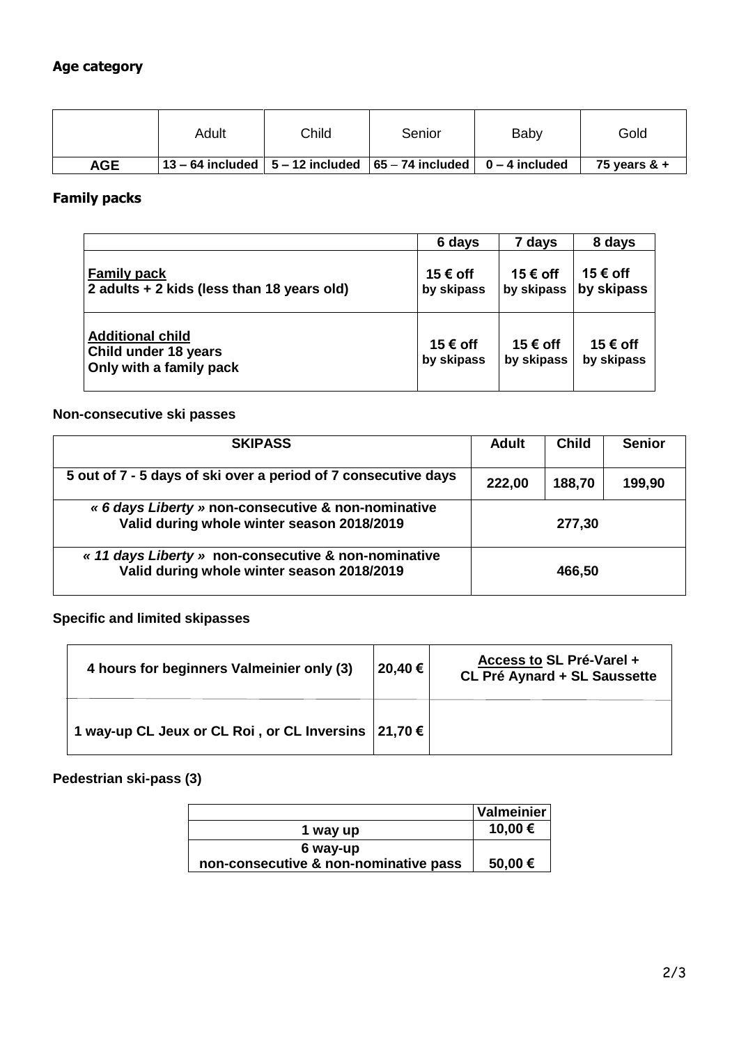### Age category

| | Adult | Child | Senior | Baby | Gold |
|---|---|---|---|---|---|
| **AGE** | **13 – 64 included** | **5 – 12 included** | **65 – 74 included** | **0 – 4 included** | **75 years & +** |

### Family packs

| | 6 days | 7 days | 8 days |
|---|---|---|---|
| **Family pack**<br>**2 adults + 2 kids (less than 18 years old)** | **15 € off by skipass** | **15 € off by skipass** | **15 € off by skipass** |
| **Additional child**<br>**Child under 18 years**<br>**Only with a family pack** | **15 € off by skipass** | **15 € off by skipass** | **15 € off by skipass** |

**Non-consecutive ski passes**

| SKIPASS | Adult | Child | Senior |
|---|---|---|---|
| **5 out of 7 - 5 days of ski over a period of 7 consecutive days** | **222,00** | **188,70** | **199,90** |
| ***« 6 days Liberty »* non-consecutive & non-nominative**<br>**Valid during whole winter season 2018/2019** | **277,30** | | |
| ***« 11 days Liberty »* non-consecutive & non-nominative**<br>**Valid during whole winter season 2018/2019** | **466,50** | | |

**Specific and limited skipasses**

| | | |
|---|---|---|
| **4 hours for beginners Valmeinier only (3)** | **20,40 €** | **Access to SL Pré-Varel + CL Pré Aynard + SL Saussette** |
| **1 way-up CL Jeux or CL Roi , or CL Inversins** | **21,70 €** | |

**Pedestrian ski-pass (3)**

| | Valmeinier |
|---|---|
| **1 way up** | **10,00 €** |
| **6 way-up**<br>**non-consecutive & non-nominative pass** | **50,00 €** |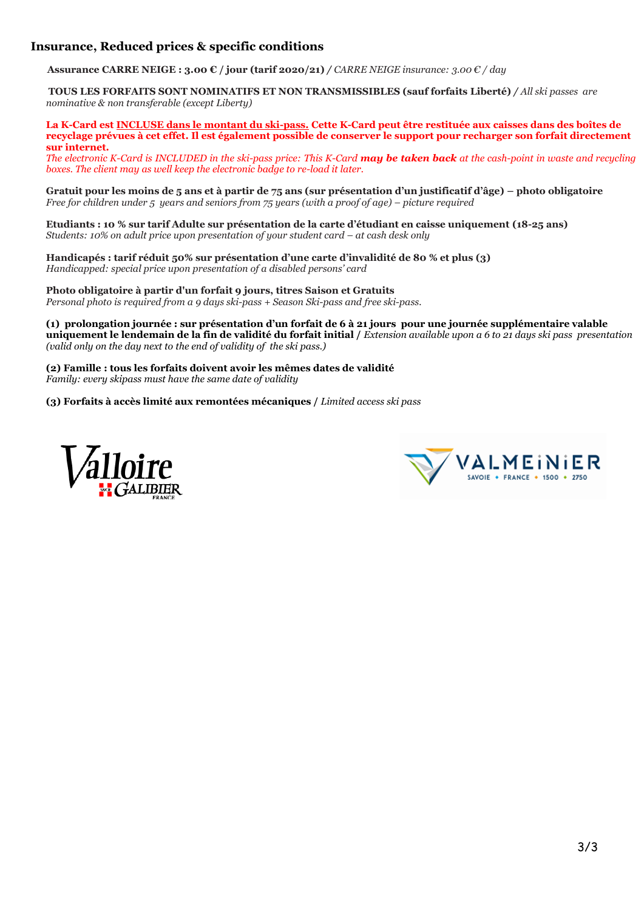## Insurance, Reduced prices & specific conditions

**Assurance CARRE NEIGE : 3.00 € / jour (tarif 2020/21)** / *CARRE NEIGE insurance: 3.00 € / day*

**TOUS LES FORFAITS SONT NOMINATIFS ET NON TRANSMISSIBLES (sauf forfaits Liberté)** / *All ski passes are nominative & non transferable (except Liberty)*

**La K-Card est INCLUSE dans le montant du ski-pass. Cette K-Card peut être restituée aux caisses dans des boîtes de recyclage prévues à cet effet. Il est également possible de conserver le support pour recharger son forfait directement sur internet.**
*The electronic K-Card is INCLUDED in the ski-pass price: This K-Card* ***may be taken back*** *at the cash-point in waste and recycling boxes. The client may as well keep the electronic badge to re-load it later.*

**Gratuit pour les moins de 5 ans et à partir de 75 ans (sur présentation d'un justificatif d'âge) – photo obligatoire**
*Free for children under 5 years and seniors from 75 years (with a proof of age) – picture required*

**Etudiants : 10 % sur tarif Adulte sur présentation de la carte d'étudiant en caisse uniquement (18-25 ans)**
*Students: 10% on adult price upon presentation of your student card – at cash desk only*

**Handicapés : tarif réduit 50% sur présentation d'une carte d'invalidité de 80 % et plus (3)**
*Handicapped: special price upon presentation of a disabled persons' card*

**Photo obligatoire à partir d'un forfait 9 jours, titres Saison et Gratuits**
*Personal photo is required from a 9 days ski-pass + Season Ski-pass and free ski-pass.*

**(1) prolongation journée : sur présentation d'un forfait de 6 à 21 jours pour une journée supplémentaire valable uniquement le lendemain de la fin de validité du forfait initial** / *Extension available upon a 6 to 21 days ski pass presentation (valid only on the day next to the end of validity of the ski pass.)*

**(2) Famille : tous les forfaits doivent avoir les mêmes dates de validité**
*Family: every skipass must have the same date of validity*

**(3) Forfaits à accès limité aux remontées mécaniques** / *Limited access ski pass*

Valloire GALIBIER FRANCE

VALMEINIER SAVOIE • FRANCE • 1500 • 2750